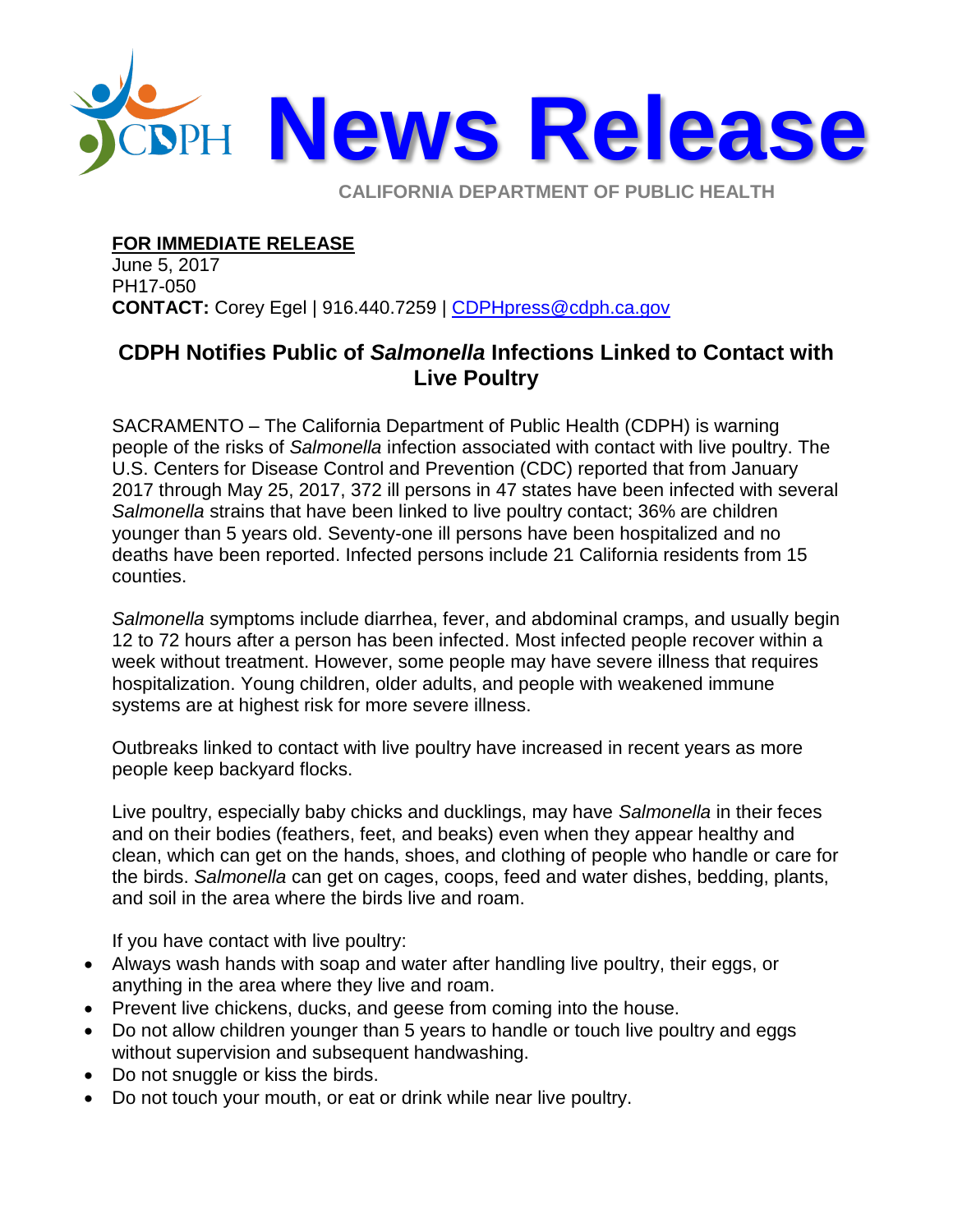# News Release

CALIFORNIA DEPARTMENT OF PUBLIC HEALTH

**FOR IMMEDIATE RELEASE**
June 5, 2017
PH17-050
**CONTACT:** Corey Egel | 916.440.7259 | CDPHpress@cdph.ca.gov

## CDPH Notifies Public of *Salmonella* Infections Linked to Contact with Live Poultry

SACRAMENTO – The California Department of Public Health (CDPH) is warning people of the risks of *Salmonella* infection associated with contact with live poultry. The U.S. Centers for Disease Control and Prevention (CDC) reported that from January 2017 through May 25, 2017, 372 ill persons in 47 states have been infected with several *Salmonella* strains that have been linked to live poultry contact; 36% are children younger than 5 years old. Seventy-one ill persons have been hospitalized and no deaths have been reported. Infected persons include 21 California residents from 15 counties.

*Salmonella* symptoms include diarrhea, fever, and abdominal cramps, and usually begin 12 to 72 hours after a person has been infected. Most infected people recover within a week without treatment. However, some people may have severe illness that requires hospitalization. Young children, older adults, and people with weakened immune systems are at highest risk for more severe illness.

Outbreaks linked to contact with live poultry have increased in recent years as more people keep backyard flocks.

Live poultry, especially baby chicks and ducklings, may have *Salmonella* in their feces and on their bodies (feathers, feet, and beaks) even when they appear healthy and clean, which can get on the hands, shoes, and clothing of people who handle or care for the birds. *Salmonella* can get on cages, coops, feed and water dishes, bedding, plants, and soil in the area where the birds live and roam.

If you have contact with live poultry:

- Always wash hands with soap and water after handling live poultry, their eggs, or anything in the area where they live and roam.
- Prevent live chickens, ducks, and geese from coming into the house.
- Do not allow children younger than 5 years to handle or touch live poultry and eggs without supervision and subsequent handwashing.
- Do not snuggle or kiss the birds.
- Do not touch your mouth, or eat or drink while near live poultry.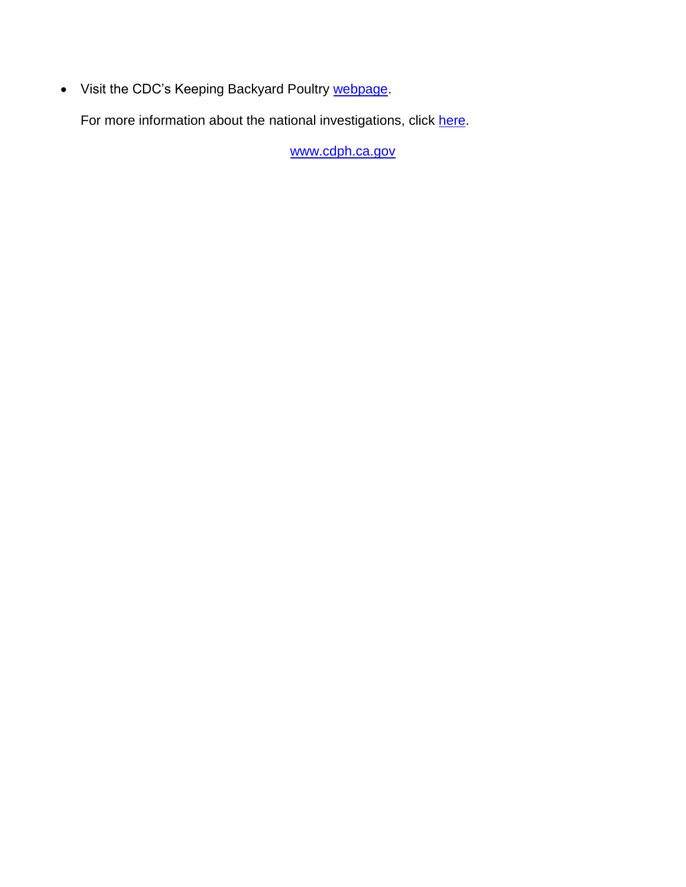- Visit the CDC's Keeping Backyard Poultry webpage.

  For more information about the national investigations, click here.

www.cdph.ca.gov